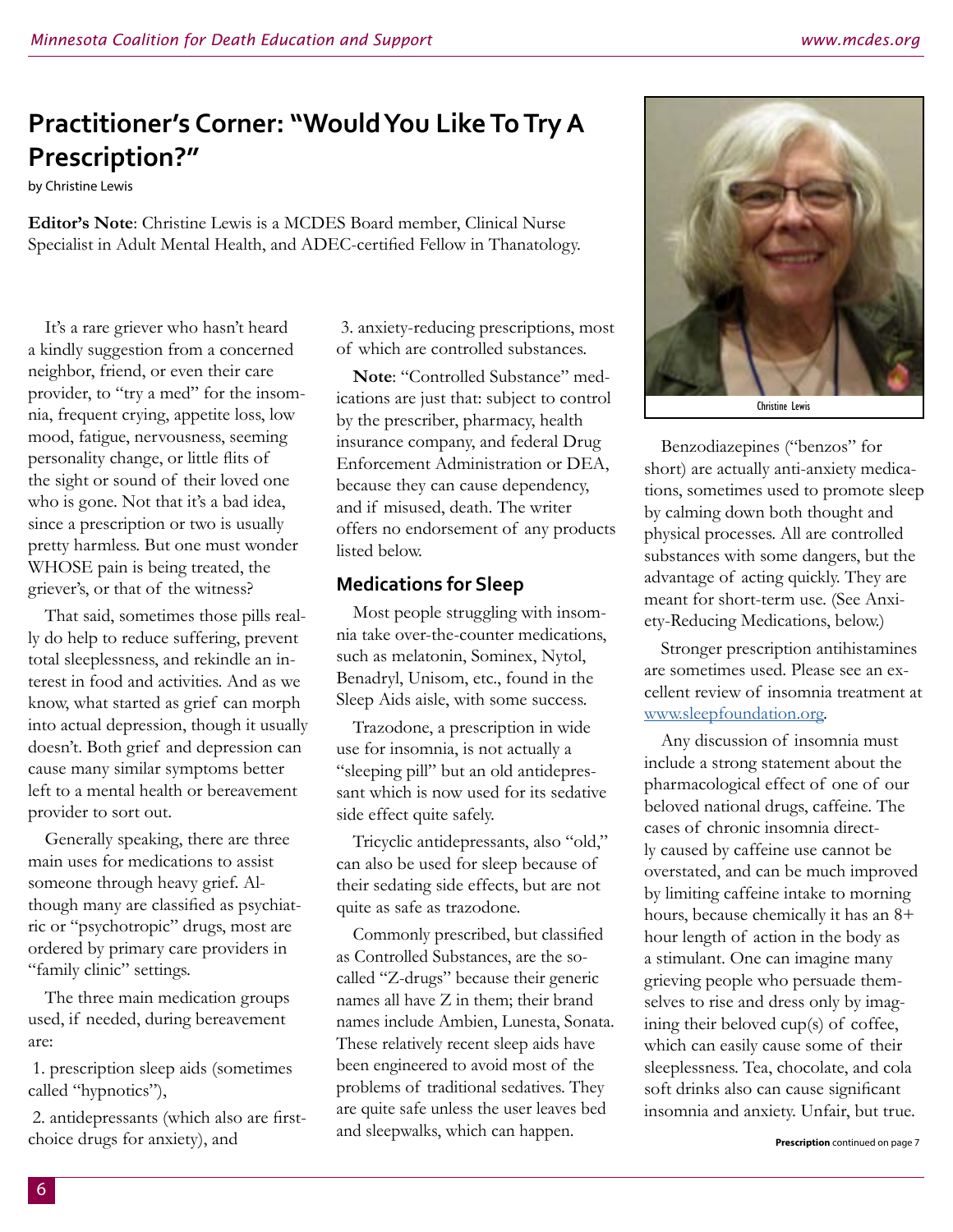# Practitioner's Corner: "Would You Like To Try A Prescription?"

by Christine Lewis

**Editor's Note**: Christine Lewis is a MCDES Board member, Clinical Nurse Specialist in Adult Mental Health, and ADEC-certified Fellow in Thanatology.

Christine Lewis

It's a rare griever who hasn't heard a kindly suggestion from a concerned neighbor, friend, or even their care provider, to "try a med" for the insomnia, frequent crying, appetite loss, low mood, fatigue, nervousness, seeming personality change, or little flits of the sight or sound of their loved one who is gone. Not that it's a bad idea, since a prescription or two is usually pretty harmless. But one must wonder WHOSE pain is being treated, the griever's, or that of the witness?

That said, sometimes those pills really do help to reduce suffering, prevent total sleeplessness, and rekindle an interest in food and activities. And as we know, what started as grief can morph into actual depression, though it usually doesn't. Both grief and depression can cause many similar symptoms better left to a mental health or bereavement provider to sort out.

Generally speaking, there are three main uses for medications to assist someone through heavy grief. Although many are classified as psychiatric or "psychotropic" drugs, most are ordered by primary care providers in "family clinic" settings.

The three main medication groups used, if needed, during bereavement are:

1. prescription sleep aids (sometimes called "hypnotics"),
2. antidepressants (which also are first-choice drugs for anxiety), and
3. anxiety-reducing prescriptions, most of which are controlled substances.

**Note**: "Controlled Substance" medications are just that: subject to control by the prescriber, pharmacy, health insurance company, and federal Drug Enforcement Administration or DEA, because they can cause dependency, and if misused, death. The writer offers no endorsement of any products listed below.

## Medications for Sleep

Most people struggling with insomnia take over-the-counter medications, such as melatonin, Sominex, Nytol, Benadryl, Unisom, etc., found in the Sleep Aids aisle, with some success.

Trazodone, a prescription in wide use for insomnia, is not actually a "sleeping pill" but an old antidepressant which is now used for its sedative side effect quite safely.

Tricyclic antidepressants, also "old," can also be used for sleep because of their sedating side effects, but are not quite as safe as trazodone.

Commonly prescribed, but classified as Controlled Substances, are the so-called "Z-drugs" because their generic names all have Z in them; their brand names include Ambien, Lunesta, Sonata. These relatively recent sleep aids have been engineered to avoid most of the problems of traditional sedatives. They are quite safe unless the user leaves bed and sleepwalks, which can happen.

Benzodiazepines ("benzos" for short) are actually anti-anxiety medications, sometimes used to promote sleep by calming down both thought and physical processes. All are controlled substances with some dangers, but the advantage of acting quickly. They are meant for short-term use. (See Anxiety-Reducing Medications, below.)

Stronger prescription antihistamines are sometimes used. Please see an excellent review of insomnia treatment at www.sleepfoundation.org.

Any discussion of insomnia must include a strong statement about the pharmacological effect of one of our beloved national drugs, caffeine. The cases of chronic insomnia directly caused by caffeine use cannot be overstated, and can be much improved by limiting caffeine intake to morning hours, because chemically it has an 8+ hour length of action in the body as a stimulant. One can imagine many grieving people who persuade themselves to rise and dress only by imagining their beloved cup(s) of coffee, which can easily cause some of their sleeplessness. Tea, chocolate, and cola soft drinks also can cause significant insomnia and anxiety. Unfair, but true.

**Prescription** continued on page 7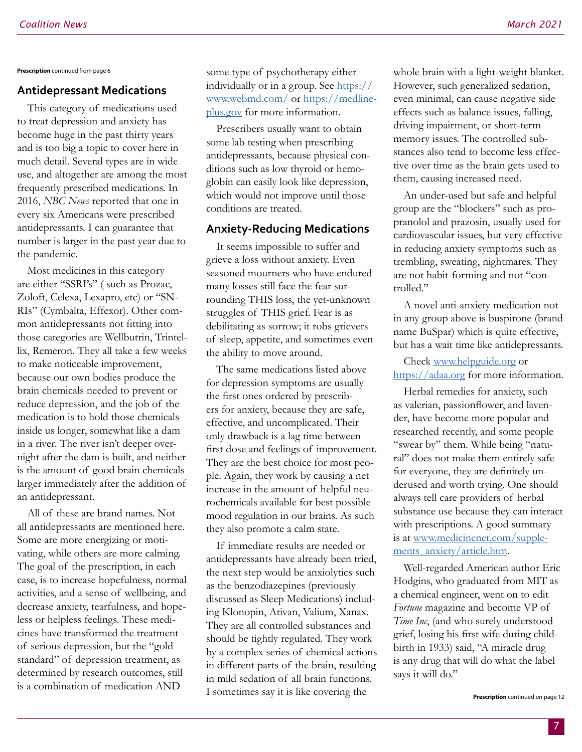**Prescription** continued from page 6

## Antidepressant Medications

This category of medications used to treat depression and anxiety has become huge in the past thirty years and is too big a topic to cover here in much detail. Several types are in wide use, and altogether are among the most frequently prescribed medications. In 2016, *NBC News* reported that one in every six Americans were prescribed antidepressants. I can guarantee that number is larger in the past year due to the pandemic.

Most medicines in this category are either "SSRI's" ( such as Prozac, Zoloft, Celexa, Lexapro, etc) or "SNRIs" (Cymbalta, Effexor). Other common antidepressants not fitting into those categories are Wellbutrin, Trintellix, Remeron. They all take a few weeks to make noticeable improvement, because our own bodies produce the brain chemicals needed to prevent or reduce depression, and the job of the medication is to hold those chemicals inside us longer, somewhat like a dam in a river. The river isn't deeper overnight after the dam is built, and neither is the amount of good brain chemicals larger immediately after the addition of an antidepressant.

All of these are brand names. Not all antidepressants are mentioned here. Some are more energizing or motivating, while others are more calming. The goal of the prescription, in each case, is to increase hopefulness, normal activities, and a sense of wellbeing, and decrease anxiety, tearfulness, and hopeless or helpless feelings. These medicines have transformed the treatment of serious depression, but the "gold standard" of depression treatment, as determined by research outcomes, still is a combination of medication AND some type of psychotherapy either individually or in a group. See https://www.webmd.com/ or https://medlineplus.gov for more information.

Prescribers usually want to obtain some lab testing when prescribing antidepressants, because physical conditions such as low thyroid or hemoglobin can easily look like depression, which would not improve until those conditions are treated.

## Anxiety-Reducing Medications

It seems impossible to suffer and grieve a loss without anxiety. Even seasoned mourners who have endured many losses still face the fear surrounding THIS loss, the yet-unknown struggles of THIS grief. Fear is as debilitating as sorrow; it robs grievers of sleep, appetite, and sometimes even the ability to move around.

The same medications listed above for depression symptoms are usually the first ones ordered by prescribers for anxiety, because they are safe, effective, and uncomplicated. Their only drawback is a lag time between first dose and feelings of improvement. They are the best choice for most people. Again, they work by causing a net increase in the amount of helpful neurochemicals available for best possible mood regulation in our brains. As such they also promote a calm state.

If immediate results are needed or antidepressants have already been tried, the next step would be anxiolytics such as the benzodiazepines (previously discussed as Sleep Medications) including Klonopin, Ativan, Valium, Xanax. They are all controlled substances and should be tightly regulated. They work by a complex series of chemical actions in different parts of the brain, resulting in mild sedation of all brain functions. I sometimes say it is like covering the whole brain with a light-weight blanket. However, such generalized sedation, even minimal, can cause negative side effects such as balance issues, falling, driving impairment, or short-term memory issues. The controlled substances also tend to become less effective over time as the brain gets used to them, causing increased need.

An under-used but safe and helpful group are the "blockers" such as propranolol and prazosin, usually used for cardiovascular issues, but very effective in reducing anxiety symptoms such as trembling, sweating, nightmares. They are not habit-forming and not "controlled."

A novel anti-anxiety medication not in any group above is buspirone (brand name BuSpar) which is quite effective, but has a wait time like antidepressants.

Check www.helpguide.org or https://adaa.org for more information.

Herbal remedies for anxiety, such as valerian, passionflower, and lavender, have become more popular and researched recently, and some people "swear by" them. While being "natural" does not make them entirely safe for everyone, they are definitely underused and worth trying. One should always tell care providers of herbal substance use because they can interact with prescriptions. A good summary is at www.medicinenet.com/supplements_anxiety/article.htm.

Well-regarded American author Eric Hodgins, who graduated from MIT as a chemical engineer, went on to edit *Fortune* magazine and become VP of *Time Inc*, (and who surely understood grief, losing his first wife during childbirth in 1933) said, "A miracle drug is any drug that will do what the label says it will do."

**Prescription** continued on page 12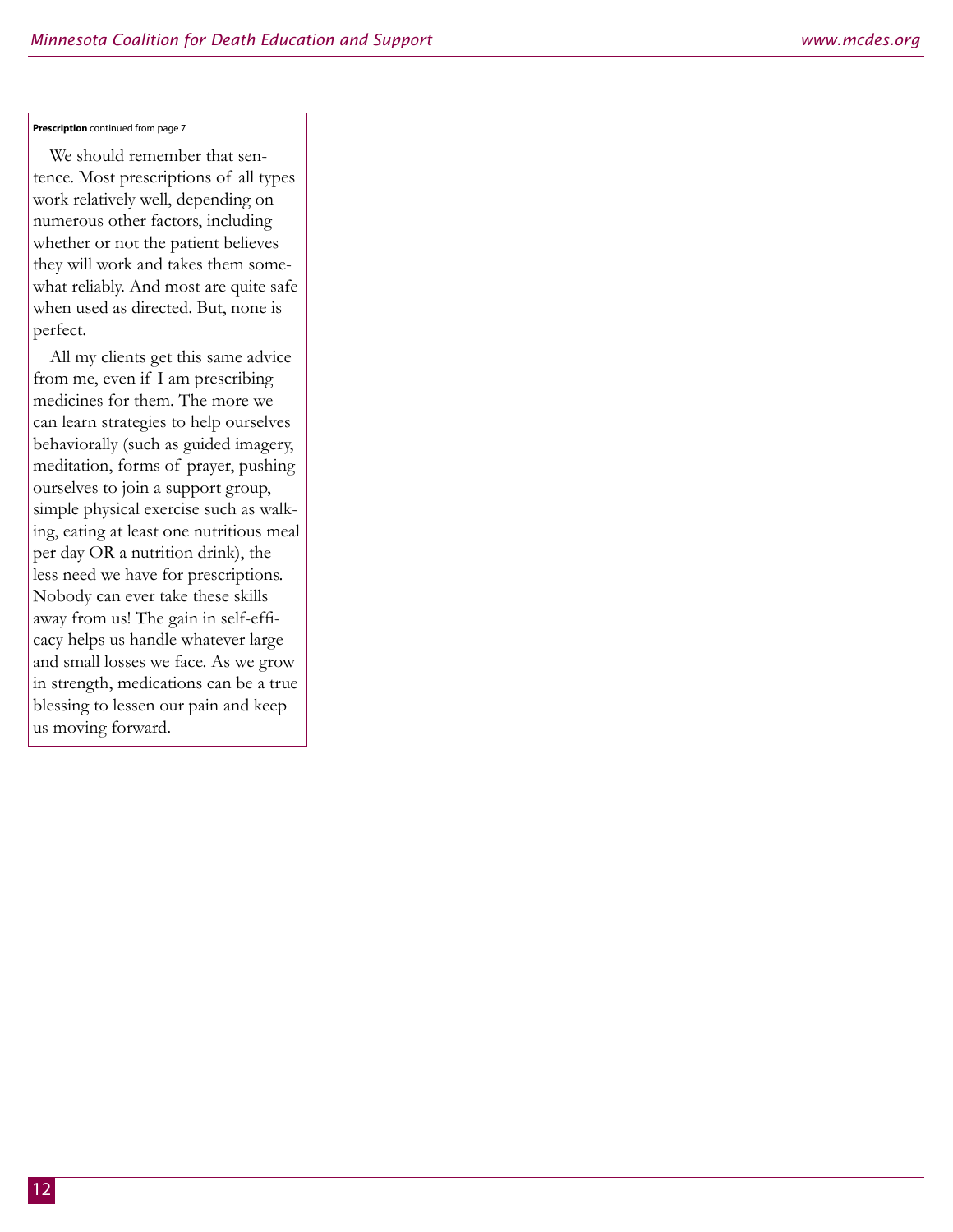**Prescription** continued from page 7

We should remember that sentence. Most prescriptions of all types work relatively well, depending on numerous other factors, including whether or not the patient believes they will work and takes them somewhat reliably. And most are quite safe when used as directed. But, none is perfect.

All my clients get this same advice from me, even if I am prescribing medicines for them. The more we can learn strategies to help ourselves behaviorally (such as guided imagery, meditation, forms of prayer, pushing ourselves to join a support group, simple physical exercise such as walking, eating at least one nutritious meal per day OR a nutrition drink), the less need we have for prescriptions. Nobody can ever take these skills away from us! The gain in self-efficacy helps us handle whatever large and small losses we face. As we grow in strength, medications can be a true blessing to lessen our pain and keep us moving forward.